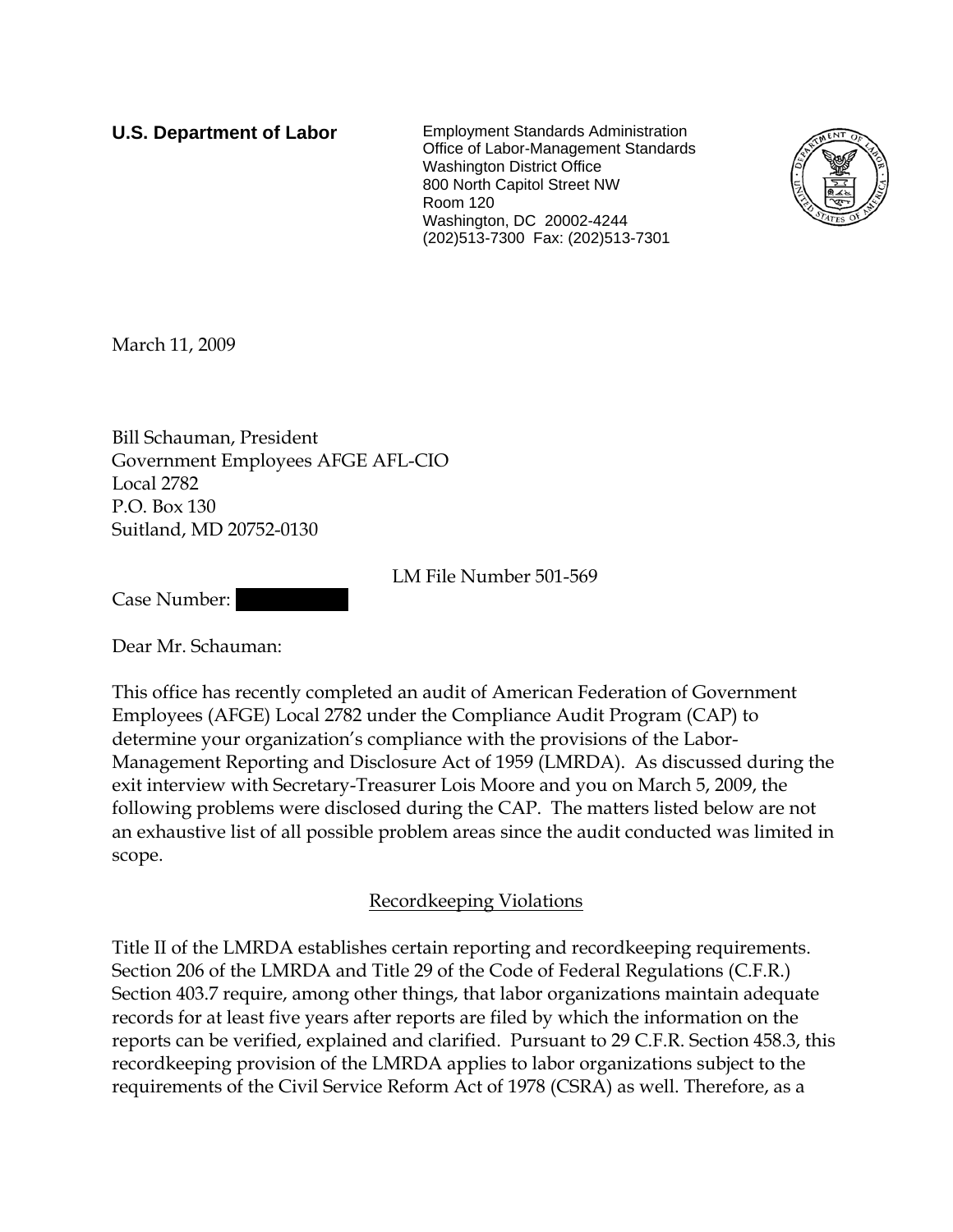**U.S. Department of Labor**

Employment Standards Administration
Office of Labor-Management Standards
Washington District Office
800 North Capitol Street NW
Room 120
Washington, DC 20002-4244
(202)513-7300 Fax: (202)513-7301

March 11, 2009

Bill Schauman, President
Government Employees AFGE AFL-CIO
Local 2782
P.O. Box 130
Suitland, MD 20752-0130

LM File Number 501-569

Case Number:

Dear Mr. Schauman:

This office has recently completed an audit of American Federation of Government Employees (AFGE) Local 2782 under the Compliance Audit Program (CAP) to determine your organization's compliance with the provisions of the Labor-Management Reporting and Disclosure Act of 1959 (LMRDA). As discussed during the exit interview with Secretary-Treasurer Lois Moore and you on March 5, 2009, the following problems were disclosed during the CAP. The matters listed below are not an exhaustive list of all possible problem areas since the audit conducted was limited in scope.

## Recordkeeping Violations

Title II of the LMRDA establishes certain reporting and recordkeeping requirements. Section 206 of the LMRDA and Title 29 of the Code of Federal Regulations (C.F.R.) Section 403.7 require, among other things, that labor organizations maintain adequate records for at least five years after reports are filed by which the information on the reports can be verified, explained and clarified. Pursuant to 29 C.F.R. Section 458.3, this recordkeeping provision of the LMRDA applies to labor organizations subject to the requirements of the Civil Service Reform Act of 1978 (CSRA) as well. Therefore, as a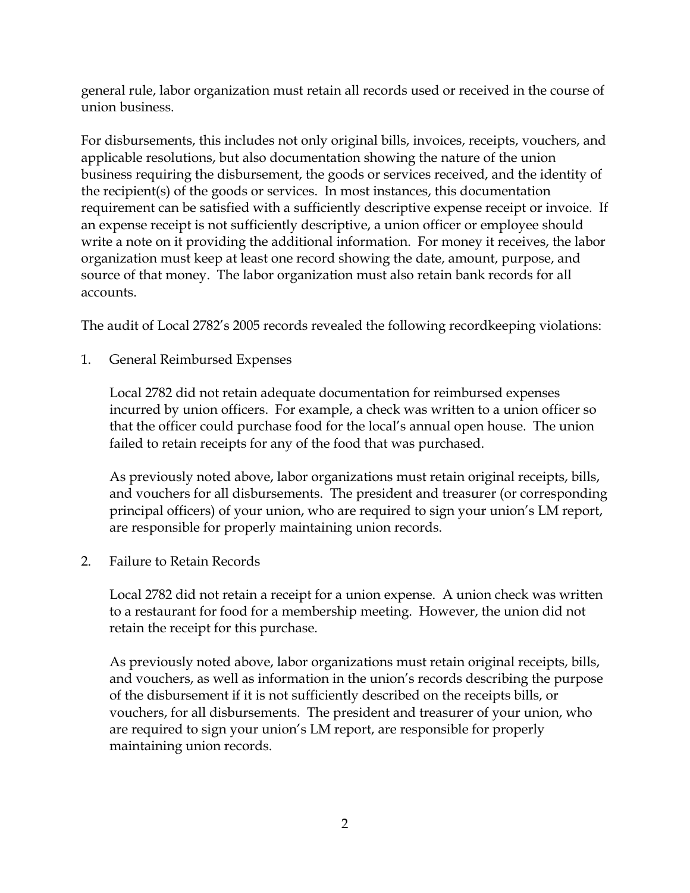general rule, labor organization must retain all records used or received in the course of union business.

For disbursements, this includes not only original bills, invoices, receipts, vouchers, and applicable resolutions, but also documentation showing the nature of the union business requiring the disbursement, the goods or services received, and the identity of the recipient(s) of the goods or services. In most instances, this documentation requirement can be satisfied with a sufficiently descriptive expense receipt or invoice. If an expense receipt is not sufficiently descriptive, a union officer or employee should write a note on it providing the additional information. For money it receives, the labor organization must keep at least one record showing the date, amount, purpose, and source of that money. The labor organization must also retain bank records for all accounts.

The audit of Local 2782's 2005 records revealed the following recordkeeping violations:

1. General Reimbursed Expenses

   Local 2782 did not retain adequate documentation for reimbursed expenses incurred by union officers. For example, a check was written to a union officer so that the officer could purchase food for the local's annual open house. The union failed to retain receipts for any of the food that was purchased.

   As previously noted above, labor organizations must retain original receipts, bills, and vouchers for all disbursements. The president and treasurer (or corresponding principal officers) of your union, who are required to sign your union's LM report, are responsible for properly maintaining union records.

2. Failure to Retain Records

   Local 2782 did not retain a receipt for a union expense. A union check was written to a restaurant for food for a membership meeting. However, the union did not retain the receipt for this purchase.

   As previously noted above, labor organizations must retain original receipts, bills, and vouchers, as well as information in the union's records describing the purpose of the disbursement if it is not sufficiently described on the receipts bills, or vouchers, for all disbursements. The president and treasurer of your union, who are required to sign your union's LM report, are responsible for properly maintaining union records.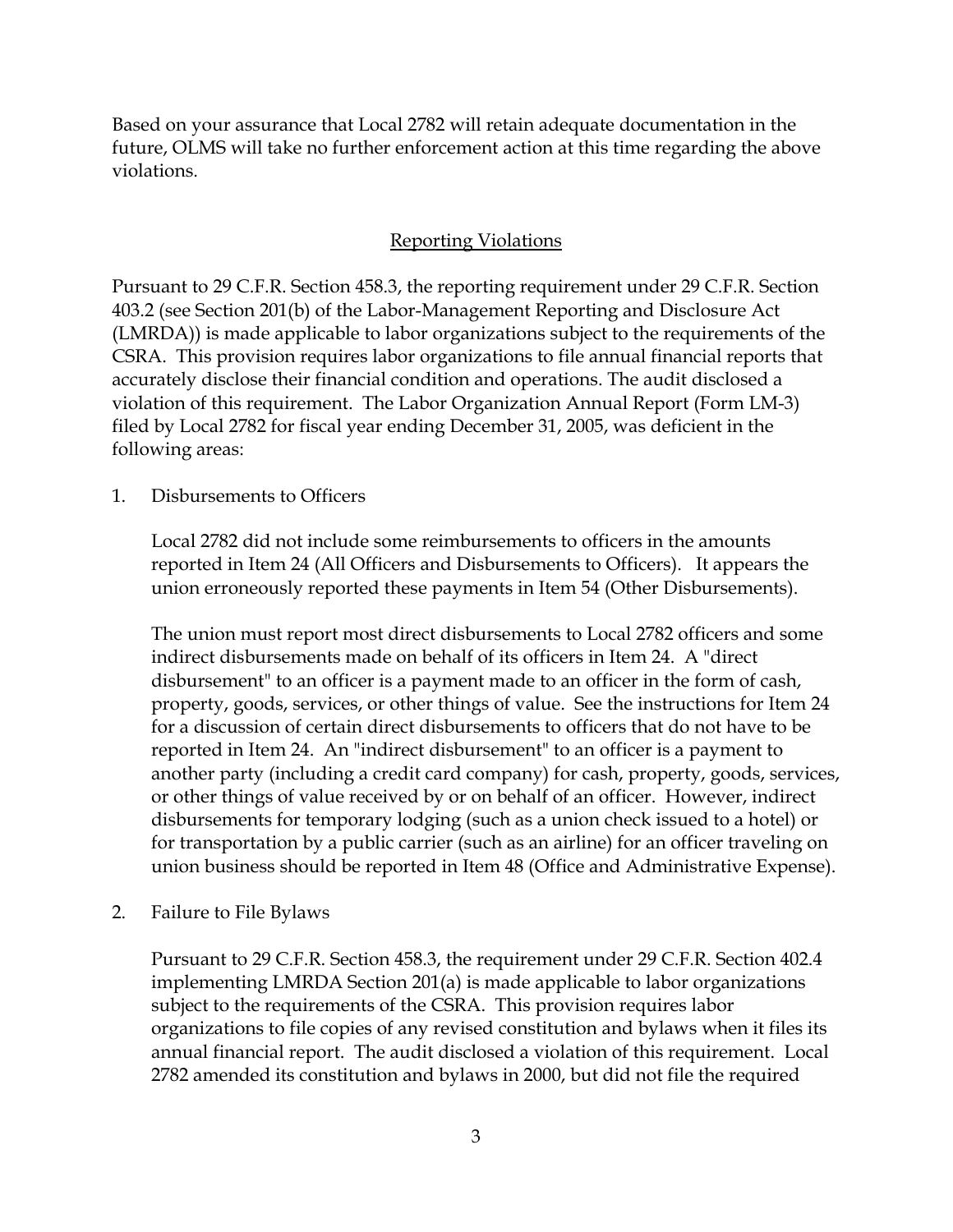Based on your assurance that Local 2782 will retain adequate documentation in the future, OLMS will take no further enforcement action at this time regarding the above violations.

## Reporting Violations

Pursuant to 29 C.F.R. Section 458.3, the reporting requirement under 29 C.F.R. Section 403.2 (see Section 201(b) of the Labor-Management Reporting and Disclosure Act (LMRDA)) is made applicable to labor organizations subject to the requirements of the CSRA. This provision requires labor organizations to file annual financial reports that accurately disclose their financial condition and operations. The audit disclosed a violation of this requirement. The Labor Organization Annual Report (Form LM-3) filed by Local 2782 for fiscal year ending December 31, 2005, was deficient in the following areas:

1. Disbursements to Officers

   Local 2782 did not include some reimbursements to officers in the amounts reported in Item 24 (All Officers and Disbursements to Officers). It appears the union erroneously reported these payments in Item 54 (Other Disbursements).

   The union must report most direct disbursements to Local 2782 officers and some indirect disbursements made on behalf of its officers in Item 24. A "direct disbursement" to an officer is a payment made to an officer in the form of cash, property, goods, services, or other things of value. See the instructions for Item 24 for a discussion of certain direct disbursements to officers that do not have to be reported in Item 24. An "indirect disbursement" to an officer is a payment to another party (including a credit card company) for cash, property, goods, services, or other things of value received by or on behalf of an officer. However, indirect disbursements for temporary lodging (such as a union check issued to a hotel) or for transportation by a public carrier (such as an airline) for an officer traveling on union business should be reported in Item 48 (Office and Administrative Expense).

2. Failure to File Bylaws

   Pursuant to 29 C.F.R. Section 458.3, the requirement under 29 C.F.R. Section 402.4 implementing LMRDA Section 201(a) is made applicable to labor organizations subject to the requirements of the CSRA. This provision requires labor organizations to file copies of any revised constitution and bylaws when it files its annual financial report. The audit disclosed a violation of this requirement. Local 2782 amended its constitution and bylaws in 2000, but did not file the required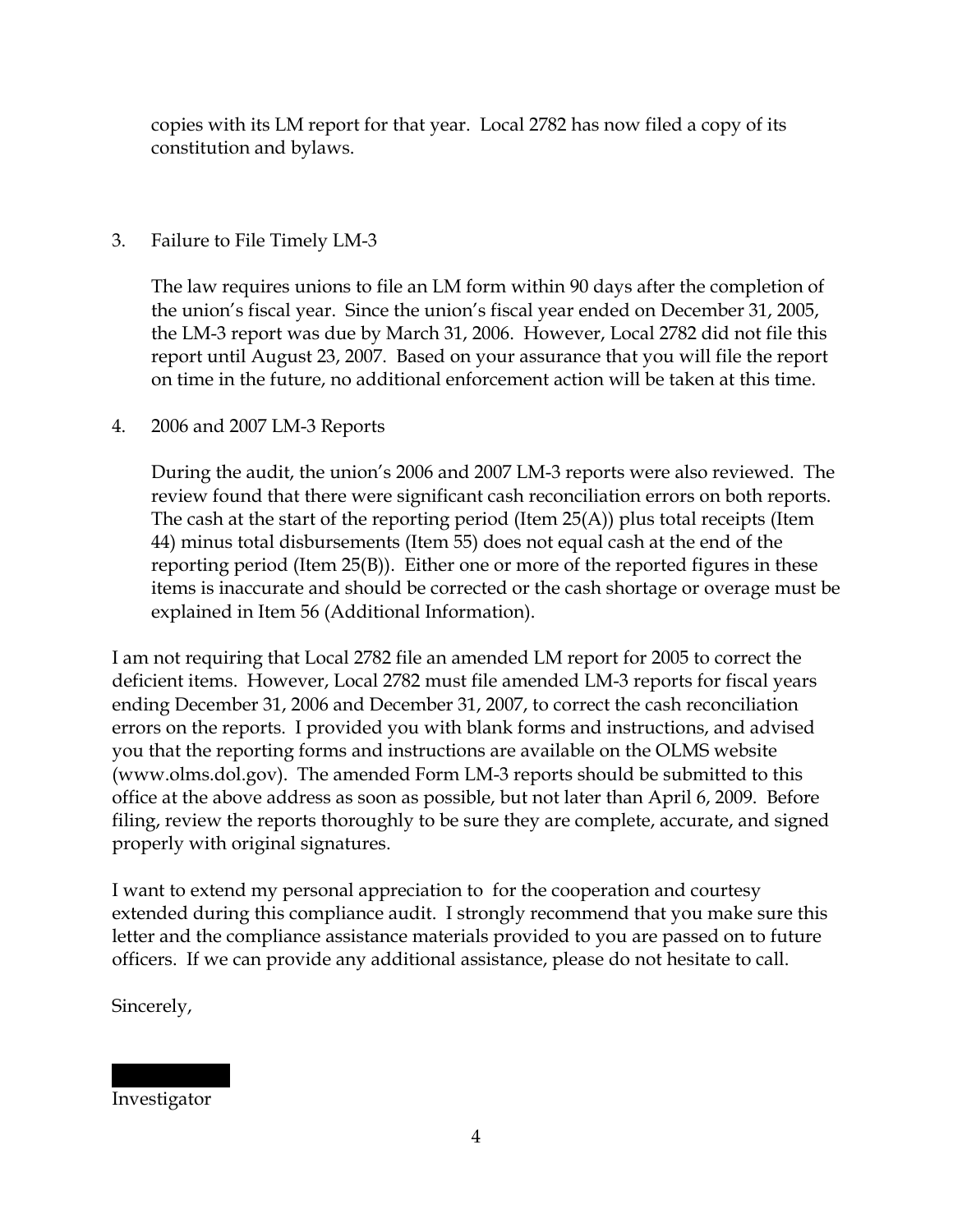copies with its LM report for that year. Local 2782 has now filed a copy of its constitution and bylaws.

3. Failure to File Timely LM-3

   The law requires unions to file an LM form within 90 days after the completion of the union's fiscal year. Since the union's fiscal year ended on December 31, 2005, the LM-3 report was due by March 31, 2006. However, Local 2782 did not file this report until August 23, 2007. Based on your assurance that you will file the report on time in the future, no additional enforcement action will be taken at this time.

4. 2006 and 2007 LM-3 Reports

   During the audit, the union's 2006 and 2007 LM-3 reports were also reviewed. The review found that there were significant cash reconciliation errors on both reports. The cash at the start of the reporting period (Item 25(A)) plus total receipts (Item 44) minus total disbursements (Item 55) does not equal cash at the end of the reporting period (Item 25(B)). Either one or more of the reported figures in these items is inaccurate and should be corrected or the cash shortage or overage must be explained in Item 56 (Additional Information).

I am not requiring that Local 2782 file an amended LM report for 2005 to correct the deficient items. However, Local 2782 must file amended LM-3 reports for fiscal years ending December 31, 2006 and December 31, 2007, to correct the cash reconciliation errors on the reports. I provided you with blank forms and instructions, and advised you that the reporting forms and instructions are available on the OLMS website (www.olms.dol.gov). The amended Form LM-3 reports should be submitted to this office at the above address as soon as possible, but not later than April 6, 2009. Before filing, review the reports thoroughly to be sure they are complete, accurate, and signed properly with original signatures.

I want to extend my personal appreciation to for the cooperation and courtesy extended during this compliance audit. I strongly recommend that you make sure this letter and the compliance assistance materials provided to you are passed on to future officers. If we can provide any additional assistance, please do not hesitate to call.

Sincerely,

Investigator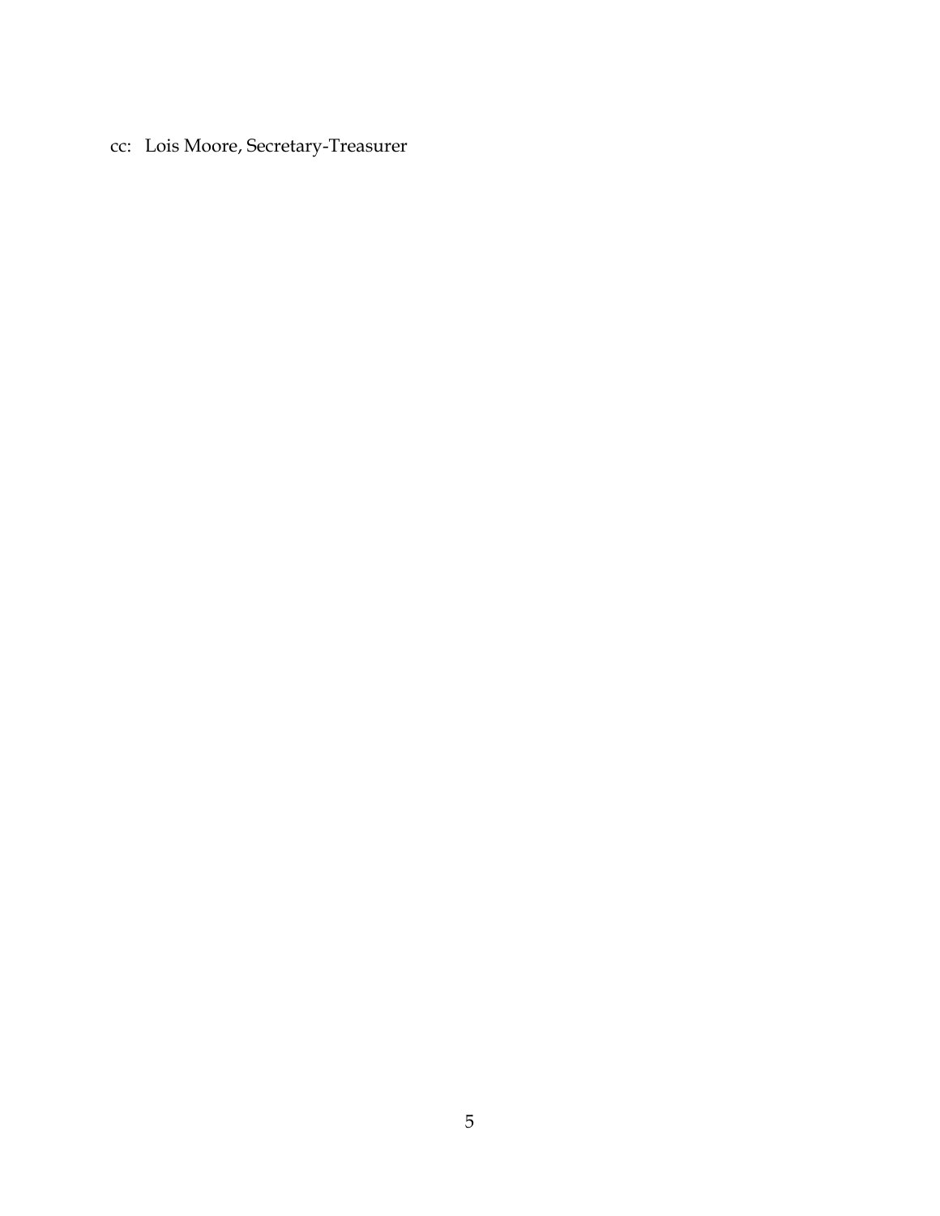cc: Lois Moore, Secretary-Treasurer